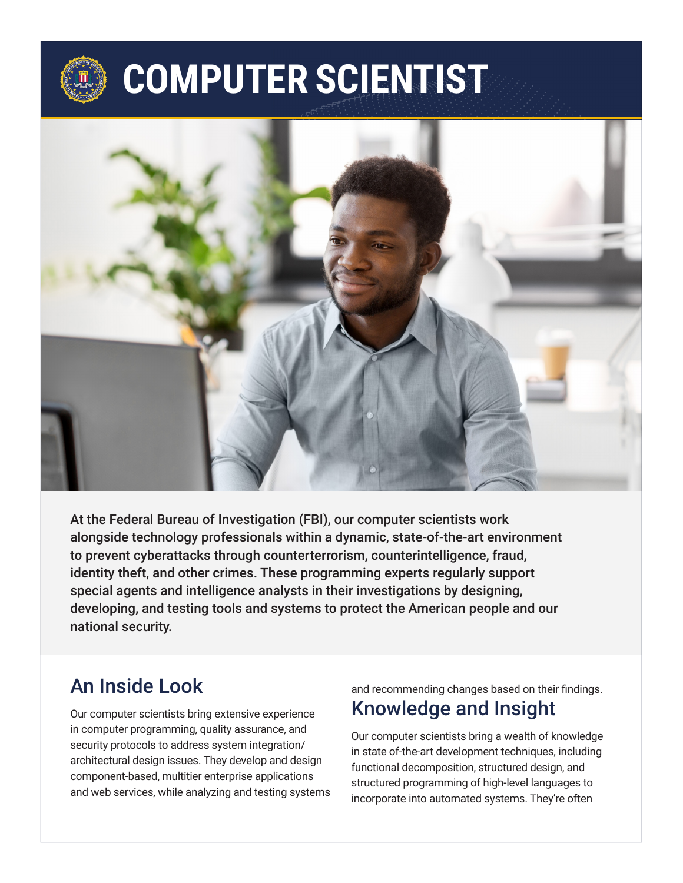# COMPUTER SCIENTIST

**At the Federal Bureau of Investigation (FBI), our computer scientists work alongside technology professionals within a dynamic, state-of-the-art environment to prevent cyberattacks through counterterrorism, counterintelligence, fraud, identity theft, and other crimes. These programming experts regularly support special agents and intelligence analysts in their investigations by designing, developing, and testing tools and systems to protect the American people and our national security.**

## An Inside Look

Our computer scientists bring extensive experience in computer programming, quality assurance, and security protocols to address system integration/architectural design issues. They develop and design component-based, multitier enterprise applications and web services, while analyzing and testing systems and recommending changes based on their findings.

## Knowledge and Insight

Our computer scientists bring a wealth of knowledge in state of-the-art development techniques, including functional decomposition, structured design, and structured programming of high-level languages to incorporate into automated systems. They're often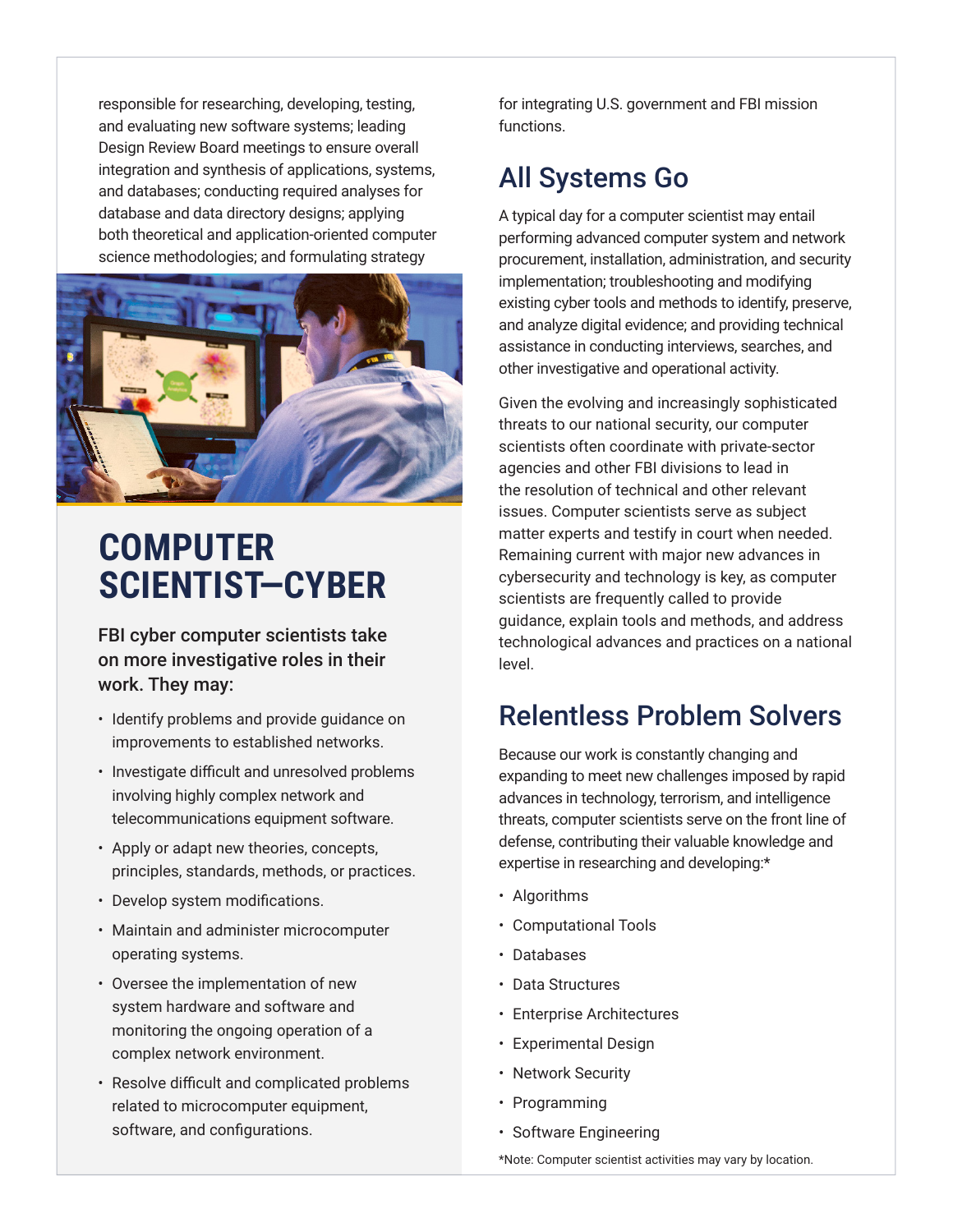responsible for researching, developing, testing, and evaluating new software systems; leading Design Review Board meetings to ensure overall integration and synthesis of applications, systems, and databases; conducting required analyses for database and data directory designs; applying both theoretical and application-oriented computer science methodologies; and formulating strategy for integrating U.S. government and FBI mission functions.

## All Systems Go

A typical day for a computer scientist may entail performing advanced computer system and network procurement, installation, administration, and security implementation; troubleshooting and modifying existing cyber tools and methods to identify, preserve, and analyze digital evidence; and providing technical assistance in conducting interviews, searches, and other investigative and operational activity.

Given the evolving and increasingly sophisticated threats to our national security, our computer scientists often coordinate with private-sector agencies and other FBI divisions to lead in the resolution of technical and other relevant issues. Computer scientists serve as subject matter experts and testify in court when needed. Remaining current with major new advances in cybersecurity and technology is key, as computer scientists are frequently called to provide guidance, explain tools and methods, and address technological advances and practices on a national level.

## Relentless Problem Solvers

Because our work is constantly changing and expanding to meet new challenges imposed by rapid advances in technology, terrorism, and intelligence threats, computer scientists serve on the front line of defense, contributing their valuable knowledge and expertise in researching and developing:*

- Algorithms
- Computational Tools
- Databases
- Data Structures
- Enterprise Architectures
- Experimental Design
- Network Security
- Programming
- Software Engineering

*Note: Computer scientist activities may vary by location.

# COMPUTER SCIENTIST–CYBER

### FBI cyber computer scientists take on more investigative roles in their work. They may:

- Identify problems and provide guidance on improvements to established networks.
- Investigate difficult and unresolved problems involving highly complex network and telecommunications equipment software.
- Apply or adapt new theories, concepts, principles, standards, methods, or practices.
- Develop system modifications.
- Maintain and administer microcomputer operating systems.
- Oversee the implementation of new system hardware and software and monitoring the ongoing operation of a complex network environment.
- Resolve difficult and complicated problems related to microcomputer equipment, software, and configurations.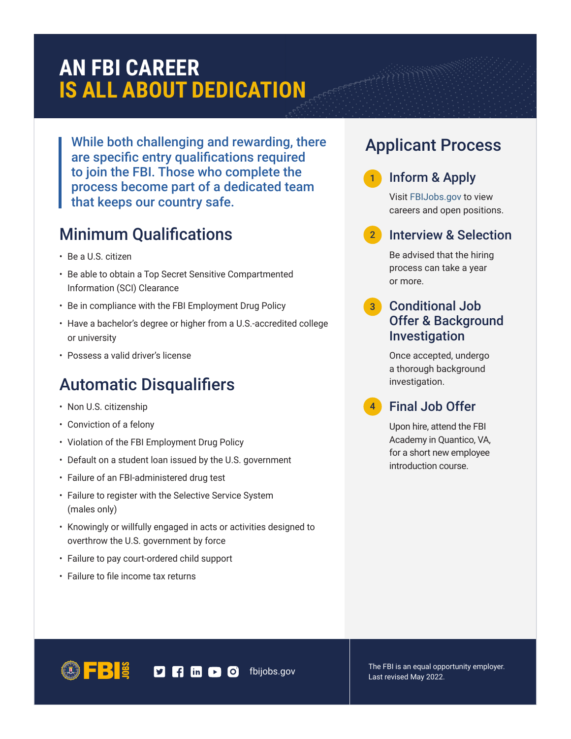# AN FBI CAREER IS ALL ABOUT DEDICATION

While both challenging and rewarding, there are specific entry qualifications required to join the FBI. Those who complete the process become part of a dedicated team that keeps our country safe.

## Minimum Qualifications

- Be a U.S. citizen
- Be able to obtain a Top Secret Sensitive Compartmented Information (SCI) Clearance
- Be in compliance with the FBI Employment Drug Policy
- Have a bachelor's degree or higher from a U.S.-accredited college or university
- Possess a valid driver's license

## Automatic Disqualifiers

- Non U.S. citizenship
- Conviction of a felony
- Violation of the FBI Employment Drug Policy
- Default on a student loan issued by the U.S. government
- Failure of an FBI-administered drug test
- Failure to register with the Selective Service System (males only)
- Knowingly or willfully engaged in acts or activities designed to overthrow the U.S. government by force
- Failure to pay court-ordered child support
- Failure to file income tax returns

## Applicant Process

### 1 Inform & Apply

Visit FBIJobs.gov to view careers and open positions.

### 2 Interview & Selection

Be advised that the hiring process can take a year or more.

### 3 Conditional Job Offer & Background Investigation

Once accepted, undergo a thorough background investigation.

### 4 Final Job Offer

Upon hire, attend the FBI Academy in Quantico, VA, for a short new employee introduction course.

FBI JOBS fbijobs.gov

The FBI is an equal opportunity employer.
Last revised May 2022.